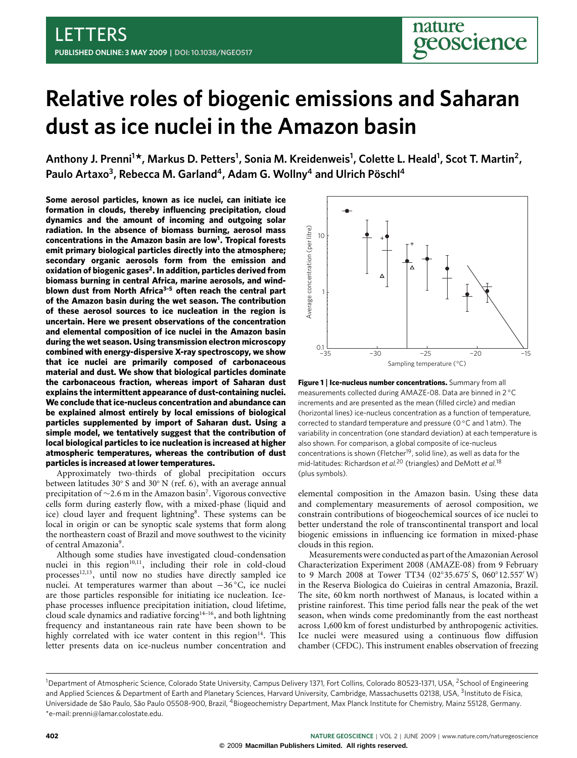# Relative roles of biogenic emissions and Saharan dust as ice nuclei in the Amazon basin

**Anthony J. Prenni[1]*, Markus D. Petters[1], Sonia M. Kreidenweis[1], Colette L. Heald[1], Scot T. Martin[2], Paulo Artaxo[3], Rebecca M. Garland[4], Adam G. Wollny[4] and Ulrich Pöschl[4]**

**Some aerosol particles, known as ice nuclei, can initiate ice formation in clouds, thereby influencing precipitation, cloud dynamics and the amount of incoming and outgoing solar radiation. In the absence of biomass burning, aerosol mass concentrations in the Amazon basin are low[1]. Tropical forests emit primary biological particles directly into the atmosphere; secondary organic aerosols form from the emission and oxidation of biogenic gases[2]. In addition, particles derived from biomass burning in central Africa, marine aerosols, and wind-blown dust from North Africa[3–5] often reach the central part of the Amazon basin during the wet season. The contribution of these aerosol sources to ice nucleation in the region is uncertain. Here we present observations of the concentration and elemental composition of ice nuclei in the Amazon basin during the wet season. Using transmission electron microscopy combined with energy-dispersive X-ray spectroscopy, we show that ice nuclei are primarily composed of carbonaceous material and dust. We show that biological particles dominate the carbonaceous fraction, whereas import of Saharan dust explains the intermittent appearance of dust-containing nuclei. We conclude that ice-nucleus concentration and abundance can be explained almost entirely by local emissions of biological particles supplemented by import of Saharan dust. Using a simple model, we tentatively suggest that the contribution of local biological particles to ice nucleation is increased at higher atmospheric temperatures, whereas the contribution of dust particles is increased at lower temperatures.**

Approximately two-thirds of global precipitation occurs between latitudes 30° S and 30° N (ref. 6), with an average annual precipitation of ~2.6 m in the Amazon basin[7]. Vigorous convective cells form during easterly flow, with a mixed-phase (liquid and ice) cloud layer and frequent lightning[8]. These systems can be local in origin or can be synoptic scale systems that form along the northeastern coast of Brazil and move southwest to the vicinity of central Amazonia[9].

Although some studies have investigated cloud-condensation nuclei in this region[10,11], including their role in cold-cloud processes[12,13], until now no studies have directly sampled ice nuclei. At temperatures warmer than about −36 °C, ice nuclei are those particles responsible for initiating ice nucleation. Ice-phase processes influence precipitation initiation, cloud lifetime, cloud scale dynamics and radiative forcing[14–16], and both lightning frequency and instantaneous rain rate have been shown to be highly correlated with ice water content in this region[14]. This letter presents data on ice-nucleus number concentration and elemental composition in the Amazon basin. Using these data and complementary measurements of aerosol composition, we constrain contributions of biogeochemical sources of ice nuclei to better understand the role of transcontinental transport and local biogenic emissions in influencing ice formation in mixed-phase clouds in this region.

**Figure 1 | Ice-nucleus number concentrations.** Summary from all measurements collected during AMAZE-08. Data are binned in 2 °C increments and are presented as the mean (filled circle) and median (horizontal lines) ice-nucleus concentration as a function of temperature, corrected to standard temperature and pressure (0 °C and 1 atm). The variability in concentration (one standard deviation) at each temperature is also shown. For comparison, a global composite of ice-nucleus concentrations is shown (Fletcher[19], solid line), as well as data for the mid-latitudes: Richardson *et al.*[20] (triangles) and DeMott *et al.*[18] (plus symbols).

Measurements were conducted as part of the Amazonian Aerosol Characterization Experiment 2008 (AMAZE-08) from 9 February to 9 March 2008 at Tower TT34 (02°35.675′ S, 060°12.557′ W) in the Reserva Biologica do Cuieiras in central Amazonia, Brazil. The site, 60 km north northwest of Manaus, is located within a pristine rainforest. This time period falls near the peak of the wet season, when winds come predominantly from the east northeast across 1,600 km of forest undisturbed by anthropogenic activities. Ice nuclei were measured using a continuous flow diffusion chamber (CFDC). This instrument enables observation of freezing

[1]Department of Atmospheric Science, Colorado State University, Campus Delivery 1371, Fort Collins, Colorado 80523-1371, USA, [2]School of Engineering and Applied Sciences & Department of Earth and Planetary Sciences, Harvard University, Cambridge, Massachusetts 02138, USA, [3]Instituto de Física, Universidade de São Paulo, São Paulo 05508-900, Brazil, [4]Biogeochemistry Department, Max Planck Institute for Chemistry, Mainz 55128, Germany. *e-mail: prenni@lamar.colostate.edu.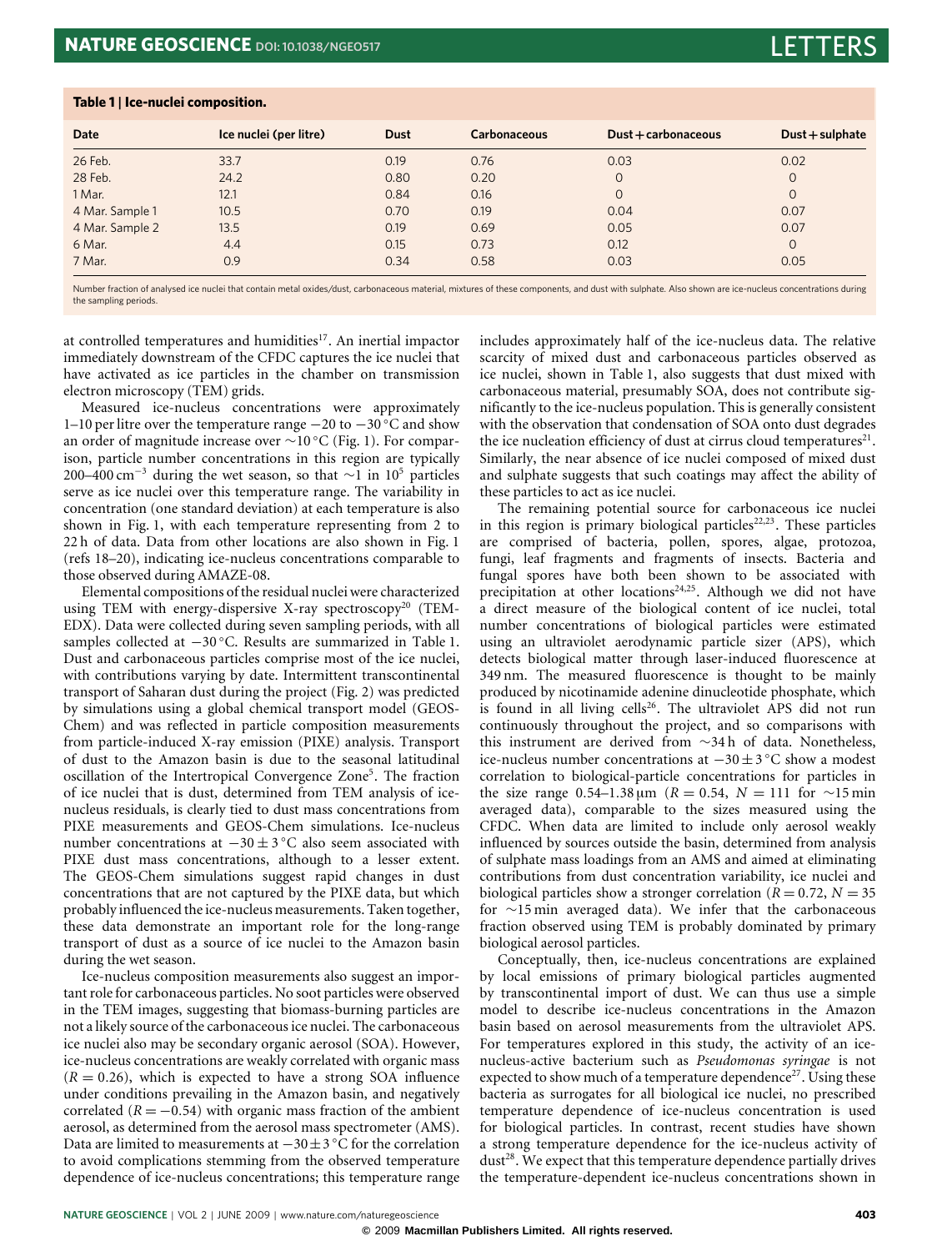**Table 1 | Ice-nuclei composition.**

| Date | Ice nuclei (per litre) | Dust | Carbonaceous | Dust + carbonaceous | Dust + sulphate |
|---|---|---|---|---|---|
| 26 Feb. | 33.7 | 0.19 | 0.76 | 0.03 | 0.02 |
| 28 Feb. | 24.2 | 0.80 | 0.20 | 0 | 0 |
| 1 Mar. | 12.1 | 0.84 | 0.16 | 0 | 0 |
| 4 Mar. Sample 1 | 10.5 | 0.70 | 0.19 | 0.04 | 0.07 |
| 4 Mar. Sample 2 | 13.5 | 0.19 | 0.69 | 0.05 | 0.07 |
| 6 Mar. | 4.4 | 0.15 | 0.73 | 0.12 | 0 |
| 7 Mar. | 0.9 | 0.34 | 0.58 | 0.03 | 0.05 |

Number fraction of analysed ice nuclei that contain metal oxides/dust, carbonaceous material, mixtures of these components, and dust with sulphate. Also shown are ice-nucleus concentrations during the sampling periods.

at controlled temperatures and humidities[17]. An inertial impactor immediately downstream of the CFDC captures the ice nuclei that have activated as ice particles in the chamber on transmission electron microscopy (TEM) grids.

Measured ice-nucleus concentrations were approximately 1–10 per litre over the temperature range $-20$ to $-30\,^{\circ}$C and show an order of magnitude increase over $\sim$10 °C (Fig. 1). For comparison, particle number concentrations in this region are typically 200–400 $cm^{-3}$ during the wet season, so that $\sim$1 in $10^5$ particles serve as ice nuclei over this temperature range. The variability in concentration (one standard deviation) at each temperature is also shown in Fig. 1, with each temperature representing from 2 to 22 h of data. Data from other locations are also shown in Fig. 1 (refs 18–20), indicating ice-nucleus concentrations comparable to those observed during AMAZE-08.

Elemental compositions of the residual nuclei were characterized using TEM with energy-dispersive X-ray spectroscopy[20] (TEM-EDX). Data were collected during seven sampling periods, with all samples collected at $-30\,^{\circ}$C. Results are summarized in Table 1. Dust and carbonaceous particles comprise most of the ice nuclei, with contributions varying by date. Intermittent transcontinental transport of Saharan dust during the project (Fig. 2) was predicted by simulations using a global chemical transport model (GEOS-Chem) and was reflected in particle composition measurements from particle-induced X-ray emission (PIXE) analysis. Transport of dust to the Amazon basin is due to the seasonal latitudinal oscillation of the Intertropical Convergence Zone[5]. The fraction of ice nuclei that is dust, determined from TEM analysis of ice-nucleus residuals, is clearly tied to dust mass concentrations from PIXE measurements and GEOS-Chem simulations. Ice-nucleus number concentrations at $-30 \pm 3\,^{\circ}$C also seem associated with PIXE dust mass concentrations, although to a lesser extent. The GEOS-Chem simulations suggest rapid changes in dust concentrations that are not captured by the PIXE data, but which probably influenced the ice-nucleus measurements. Taken together, these data demonstrate an important role for the long-range transport of dust as a source of ice nuclei to the Amazon basin during the wet season.

Ice-nucleus composition measurements also suggest an important role for carbonaceous particles. No soot particles were observed in the TEM images, suggesting that biomass-burning particles are not a likely source of the carbonaceous ice nuclei. The carbonaceous ice nuclei also may be secondary organic aerosol (SOA). However, ice-nucleus concentrations are weakly correlated with organic mass ($R = 0.26$), which is expected to have a strong SOA influence under conditions prevailing in the Amazon basin, and negatively correlated ($R = -0.54$) with organic mass fraction of the ambient aerosol, as determined from the aerosol mass spectrometer (AMS). Data are limited to measurements at $-30 \pm 3\,^{\circ}$C for the correlation to avoid complications stemming from the observed temperature dependence of ice-nucleus concentrations; this temperature range includes approximately half of the ice-nucleus data. The relative scarcity of mixed dust and carbonaceous particles observed as ice nuclei, shown in Table 1, also suggests that dust mixed with carbonaceous material, presumably SOA, does not contribute significantly to the ice-nucleus population. This is generally consistent with the observation that condensation of SOA onto dust degrades the ice nucleation efficiency of dust at cirrus cloud temperatures[21]. Similarly, the near absence of ice nuclei composed of mixed dust and sulphate suggests that such coatings may affect the ability of these particles to act as ice nuclei.

The remaining potential source for carbonaceous ice nuclei in this region is primary biological particles[22,23]. These particles are comprised of bacteria, pollen, spores, algae, protozoa, fungi, leaf fragments and fragments of insects. Bacteria and fungal spores have both been shown to be associated with precipitation at other locations[24,25]. Although we did not have a direct measure of the biological content of ice nuclei, total number concentrations of biological particles were estimated using an ultraviolet aerodynamic particle sizer (APS), which detects biological matter through laser-induced fluorescence at 349 nm. The measured fluorescence is thought to be mainly produced by nicotinamide adenine dinucleotide phosphate, which is found in all living cells[26]. The ultraviolet APS did not run continuously throughout the project, and so comparisons with this instrument are derived from $\sim$34 h of data. Nonetheless, ice-nucleus number concentrations at $-30 \pm 3\,^{\circ}$C show a modest correlation to biological-particle concentrations for particles in the size range 0.54–1.38 μm ($R = 0.54$, $N = 111$ for $\sim$15 min averaged data), comparable to the sizes measured using the CFDC. When data are limited to include only aerosol weakly influenced by sources outside the basin, determined from analysis of sulphate mass loadings from an AMS and aimed at eliminating contributions from dust concentration variability, ice nuclei and biological particles show a stronger correlation ($R = 0.72$, $N = 35$ for $\sim$15 min averaged data). We infer that the carbonaceous fraction observed using TEM is probably dominated by primary biological aerosol particles.

Conceptually, then, ice-nucleus concentrations are explained by local emissions of primary biological particles augmented by transcontinental import of dust. We can thus use a simple model to describe ice-nucleus concentrations in the Amazon basin based on aerosol measurements from the ultraviolet APS. For temperatures explored in this study, the activity of an ice-nucleus-active bacterium such as *Pseudomonas syringae* is not expected to show much of a temperature dependence[27]. Using these bacteria as surrogates for all biological ice nuclei, no prescribed temperature dependence of ice-nucleus concentration is used for biological particles. In contrast, recent studies have shown a strong temperature dependence for the ice-nucleus activity of dust[28]. We expect that this temperature dependence partially drives the temperature-dependent ice-nucleus concentrations shown in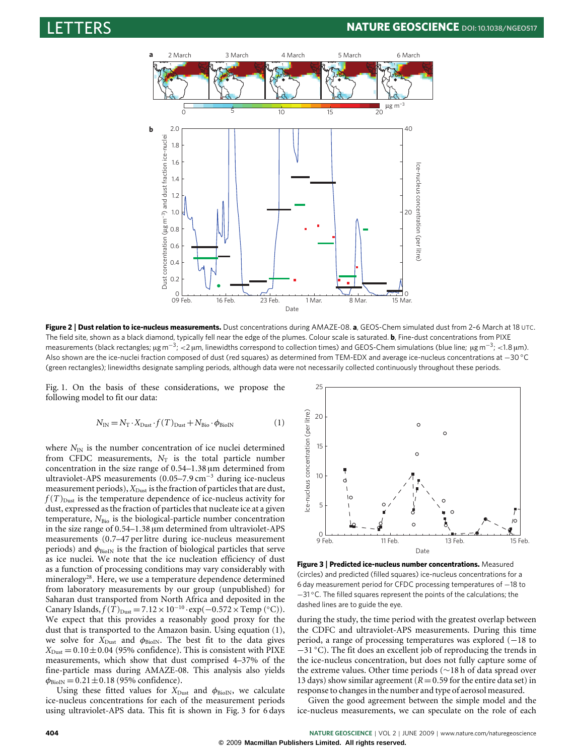**Figure 2 | Dust relation to ice-nucleus measurements.** Dust concentrations during AMAZE-08. **a**, GEOS-Chem simulated dust from 2–6 March at 18 UTC. The field site, shown as a black diamond, typically fell near the edge of the plumes. Colour scale is saturated. **b**, Fine-dust concentrations from PIXE measurements (black rectangles; $\mu g\, m^{-3}$; <2 μm, linewidths correspond to collection times) and GEOS-Chem simulations (blue line; $\mu g\, m^{-3}$; <1.8 μm). Also shown are the ice-nuclei fraction composed of dust (red squares) as determined from TEM-EDX and average ice-nucleus concentrations at −30 °C (green rectangles); linewidths designate sampling periods, although data were not necessarily collected continuously throughout these periods.

Fig. 1. On the basis of these considerations, we propose the following model to fit our data:

$$N_{IN} = N_T \cdot X_{Dust} \cdot f(T)_{Dust} + N_{Bio} \cdot \phi_{BioIN} \quad (1)$$

where $N_{IN}$ is the number concentration of ice nuclei determined from CFDC measurements, $N_T$ is the total particle number concentration in the size range of 0.54–1.38 μm determined from ultraviolet-APS measurements (0.05–7.9 $cm^{-3}$ during ice-nucleus measurement periods), $X_{Dust}$ is the fraction of particles that are dust, $f(T)_{Dust}$ is the temperature dependence of ice-nucleus activity for dust, expressed as the fraction of particles that nucleate ice at a given temperature, $N_{Bio}$ is the biological-particle number concentration in the size range of 0.54–1.38 μm determined from ultraviolet-APS measurements (0.7–47 per litre during ice-nucleus measurement periods) and $\phi_{BioIN}$ is the fraction of biological particles that serve as ice nuclei. We note that the ice nucleation efficiency of dust as a function of processing conditions may vary considerably with mineralogy[28]. Here, we use a temperature dependence determined from laboratory measurements by our group (unpublished) for Saharan dust transported from North Africa and deposited in the Canary Islands, $f(T)_{Dust} = 7.12 \times 10^{-10} \cdot \exp(-0.572 \times \text{Temp }(^\circ C))$. We expect that this provides a reasonably good proxy for the dust that is transported to the Amazon basin. Using equation (1), we solve for $X_{Dust}$ and $\phi_{BioIN}$. The best fit to the data gives $X_{Dust} = 0.10 \pm 0.04$ (95% confidence). This is consistent with PIXE measurements, which show that dust comprised 4–37% of the fine-particle mass during AMAZE-08. This analysis also yields $\phi_{BioIN} = 0.21 \pm 0.18$ (95% confidence).

Using these fitted values for $X_{Dust}$ and $\phi_{BioIN}$, we calculate ice-nucleus concentrations for each of the measurement periods using ultraviolet-APS data. This fit is shown in Fig. 3 for 6 days during the study, the time period with the greatest overlap between the CDFC and ultraviolet-APS measurements. During this time period, a range of processing temperatures was explored (−18 to −31 °C). The fit does an excellent job of reproducing the trends in the ice-nucleus concentration, but does not fully capture some of the extreme values. Other time periods (~18 h of data spread over 13 days) show similar agreement ($R = 0.59$ for the entire data set) in response to changes in the number and type of aerosol measured.

**Figure 3 | Predicted ice-nucleus number concentrations.** Measured (circles) and predicted (filled squares) ice-nucleus concentrations for a 6 day measurement period for CFDC processing temperatures of −18 to −31 °C. The filled squares represent the points of the calculations; the dashed lines are to guide the eye.

Given the good agreement between the simple model and the ice-nucleus measurements, we can speculate on the role of each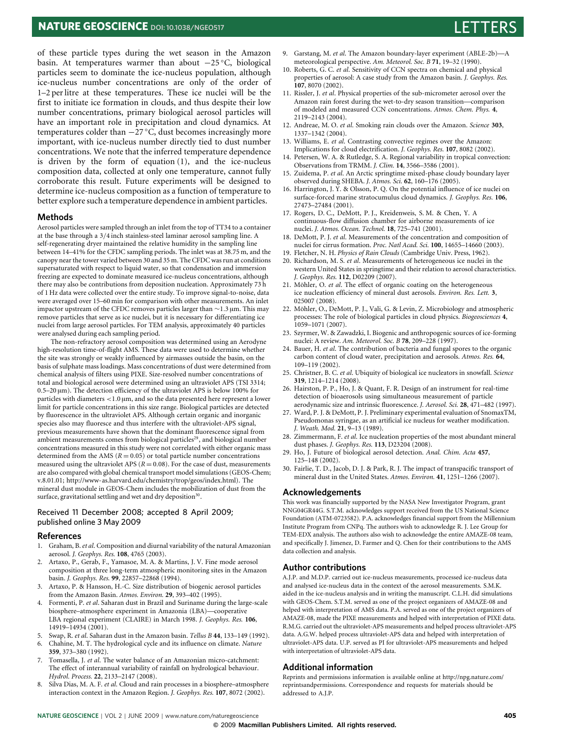of these particle types during the wet season in the Amazon basin. At temperatures warmer than about −25 °C, biological particles seem to dominate the ice-nucleus population, although ice-nucleus number concentrations are only of the order of 1–2 per litre at these temperatures. These ice nuclei will be the first to initiate ice formation in clouds, and thus despite their low number concentrations, primary biological aerosol particles will have an important role in precipitation and cloud dynamics. At temperatures colder than −27 °C, dust becomes increasingly more important, with ice-nucleus number directly tied to dust number concentrations. We note that the inferred temperature dependence is driven by the form of equation (1), and the ice-nucleus composition data, collected at only one temperature, cannot fully corroborate this result. Future experiments will be designed to determine ice-nucleus composition as a function of temperature to better explore such a temperature dependence in ambient particles.

## Methods

Aerosol particles were sampled through an inlet from the top of TT34 to a container at the base through a 3/4 inch stainless-steel laminar aerosol sampling line. A self-regenerating dryer maintained the relative humidity in the sampling line between 14–41% for the CFDC sampling periods. The inlet was at 38.75 m, and the canopy near the tower varied between 30 and 35 m. The CFDC was run at conditions supersaturated with respect to liquid water, so that condensation and immersion freezing are expected to dominate measured ice-nucleus concentrations, although there may also be contributions from deposition nucleation. Approximately 73 h of 1 Hz data were collected over the entire study. To improve signal-to-noise, data were averaged over 15–60 min for comparison with other measurements. An inlet impactor upstream of the CFDC removes particles larger than ∼1.3 μm. This may remove particles that serve as ice nuclei, but it is necessary for differentiating ice nuclei from large aerosol particles. For TEM analysis, approximately 40 particles were analysed during each sampling period.

The non-refractory aerosol composition was determined using an Aerodyne high-resolution time-of-flight AMS. These data were used to determine whether the site was strongly or weakly influenced by airmasses outside the basin, on the basis of sulphate mass loadings. Mass concentrations of dust were determined from chemical analysis of filters using PIXE. Size-resolved number concentrations of total and biological aerosol were determined using an ultraviolet APS (TSI 3314; 0.5–20 μm). The detection efficiency of the ultraviolet APS is below 100% for particles with diameters <1.0 μm, and so the data presented here represent a lower limit for particle concentrations in this size range. Biological particles are detected by fluorescence in the ultraviolet APS. Although certain organic and inorganic species also may fluoresce and thus interfere with the ultraviolet-APS signal, previous measurements have shown that the dominant fluorescence signal from ambient measurements comes from biological particles[29], and biological number concentrations measured in this study were not correlated with either organic mass determined from the AMS ($R = 0.05$) or total particle number concentrations measured using the ultraviolet APS ($R = 0.08$). For the case of dust, measurements are also compared with global chemical transport model simulations (GEOS-Chem; v.8.01.01; http://www-as.harvard.edu/chemistry/trop/geos/index.html). The mineral dust module in GEOS-Chem includes the mobilization of dust from the surface, gravitational settling and wet and dry deposition[30].

Received 11 December 2008; accepted 8 April 2009; published online 3 May 2009

## References

1. Graham, B. *et al*. Composition and diurnal variability of the natural Amazonian aerosol. *J. Geophys. Res.* **108**, 4765 (2003).
2. Artaxo, P., Gerab, F., Yamasoe, M. A. & Martins, J. V. Fine mode aerosol composition at three long-term atmospheric monitoring sites in the Amazon basin. *J. Geophys. Res.* **99**, 22857–22868 (1994).
3. Artaxo, P. & Hansson, H.-C. Size distribution of biogenic aerosol particles from the Amazon Basin. *Atmos. Environ.* **29**, 393–402 (1995).
4. Formenti, P. *et al*. Saharan dust in Brazil and Suriname during the large-scale biosphere–atmosphere experiment in Amazonia (LBA)—cooperative LBA regional experiment (CLAIRE) in March 1998. *J. Geophys. Res.* **106**, 14919–14934 (2001).
5. Swap, R. *et al*. Saharan dust in the Amazon basin. *Tellus B* **44**, 133–149 (1992).
6. Chahine, M. T. The hydrological cycle and its influence on climate. *Nature* **359**, 373–380 (1992).
7. Tomasella, J. *et al*. The water balance of an Amazonian micro-catchment: The effect of interannual variability of rainfall on hydrological behaviour. *Hydrol. Process.* **22**, 2133–2147 (2008).
8. Silva Dias, M. A. F. *et al*. Cloud and rain processes in a biosphere–atmosphere interaction context in the Amazon Region. *J. Geophys. Res.* **107**, 8072 (2002).
9. Garstang, M. *et al*. The Amazon boundary-layer experiment (ABLE-2b)—A meteorological perspective. *Am. Meteorol. Soc. B* **71**, 19–32 (1990).
10. Roberts, G. C. *et al*. Sensitivity of CCN spectra on chemical and physical properties of aerosol: A case study from the Amazon basin. *J. Geophys. Res.* **107**, 8070 (2002).
11. Rissler, J. *et al*. Physical properties of the sub-micrometer aerosol over the Amazon rain forest during the wet-to-dry season transition—comparison of modeled and measured CCN concentrations. *Atmos. Chem. Phys.* **4**, 2119–2143 (2004).
12. Andreae, M. O. *et al*. Smoking rain clouds over the Amazon. *Science* **303**, 1337–1342 (2004).
13. Williams, E. *et al*. Contrasting convective regimes over the Amazon: Implications for cloud electrification. *J. Geophys. Res.* **107**, 8082 (2002).
14. Petersen, W. A. & Rutledge, S. A. Regional variability in tropical convection: Observations from TRMM. *J. Clim.* **14**, 3566–3586 (2001).
15. Zuidema, P. *et al*. An Arctic springtime mixed-phase cloudy boundary layer observed during SHEBA. *J. Atmos. Sci.* **62**, 160–176 (2005).
16. Harrington, J. Y. & Olsson, P. Q. On the potential influence of ice nuclei on surface-forced marine stratocumulus cloud dynamics. *J. Geophys. Res.* **106**, 27473–27484 (2001).
17. Rogers, D. C., DeMott, P. J., Kreidenweis, S. M. & Chen, Y. A continuous-flow diffusion chamber for airborne measurements of ice nuclei. *J. Atmos. Ocean. Technol.* **18**, 725–741 (2001).
18. DeMott, P. J. *et al*. Measurements of the concentration and composition of nuclei for cirrus formation. *Proc. Natl Acad. Sci.* **100**, 14655–14660 (2003).
19. Fletcher, N. H. *Physics of Rain Clouds* (Cambridge Univ. Press, 1962).
20. Richardson, M. S. *et al*. Measurements of heterogeneous ice nuclei in the western United States in springtime and their relation to aerosol characteristics. *J. Geophys. Res.* **112**, D02209 (2007).
21. Möhler, O. *et al*. The effect of organic coating on the heterogeneous ice nucleation efficiency of mineral dust aerosols. *Environ. Res. Lett.* **3**, 025007 (2008).
22. Möhler, O., DeMott, P. J., Vali, G. & Levin, Z. Microbiology and atmospheric processes: The role of biological particles in cloud physics. *Biogeosciences* **4**, 1059–1071 (2007).
23. Szyrmer, W. & Zawadzki, I. Biogenic and anthropogenic sources of ice-forming nuclei: A review. *Am. Meteorol. Soc. B* **78**, 209–228 (1997).
24. Bauer, H. *et al*. The contribution of bacteria and fungal spores to the organic carbon content of cloud water, precipitation and aerosols. *Atmos. Res.* **64**, 109–119 (2002).
25. Christner, B. C. *et al*. Ubiquity of biological ice nucleators in snowfall. *Science* **319**, 1214–1214 (2008).
26. Hairston, P. P., Ho, J. & Quant, F. R. Design of an instrument for real-time detection of bioaerosols using simultaneous measurement of particle aerodynamic size and intrinsic fluorescence. *J. Aerosol. Sci.* **28**, 471–482 (1997).
27. Ward, P. J. & DeMott, P. J. Preliminary experimental evaluation of SnomaxTM, Pseudomonas syringae, as an artificial ice nucleus for weather modification. *J. Weath. Mod.* **21**, 9–13 (1989).
28. Zimmermann, F. *et al*. Ice nucleation properties of the most abundant mineral dust phases. *J. Geophys. Res.* **113**, D23204 (2008).
29. Ho, J. Future of biological aerosol detection. *Anal. Chim. Acta* **457**, 125–148 (2002).
30. Fairlie, T. D., Jacob, D. J. & Park, R. J. The impact of transpacific transport of mineral dust in the United States. *Atmos. Environ.* **41**, 1251–1266 (2007).

## Acknowledgements

This work was financially supported by the NASA New Investigator Program, grant NNG04GR44G. S.T.M. acknowledges support received from the US National Science Foundation (ATM-0723582). P.A. acknowledges financial support from the Millennium Institute Program from CNPq. The authors wish to acknowledge R. J. Lee Group for TEM-EDX analysis. The authors also wish to acknowledge the entire AMAZE-08 team, and specifically J. Jimenez, D. Farmer and Q. Chen for their contributions to the AMS data collection and analysis.

## Author contributions

A.J.P. and M.D.P. carried out ice-nucleus measurements, processed ice-nucleus data and analysed ice-nucleus data in the context of the aerosol measurements. S.M.K. aided in the ice-nucleus analysis and in writing the manuscript. C.L.H. did simulations with GEOS-Chem. S.T.M. served as one of the project organizers of AMAZE-08 and helped with interpretation of AMS data. P.A. served as one of the project organizers of AMAZE-08, made the PIXE measurements and helped with interpretation of PIXE data. R.M.G. carried out the ultraviolet-APS measurements and helped process ultraviolet-APS data. A.G.W. helped process ultraviolet-APS data and helped with interpretation of ultraviolet-APS data. U.P. served as PI for ultraviolet-APS measurements and helped with interpretation of ultraviolet-APS data.

## Additional information

Reprints and permissions information is available online at http://npg.nature.com/reprintsandpermissions. Correspondence and requests for materials should be addressed to A.J.P.